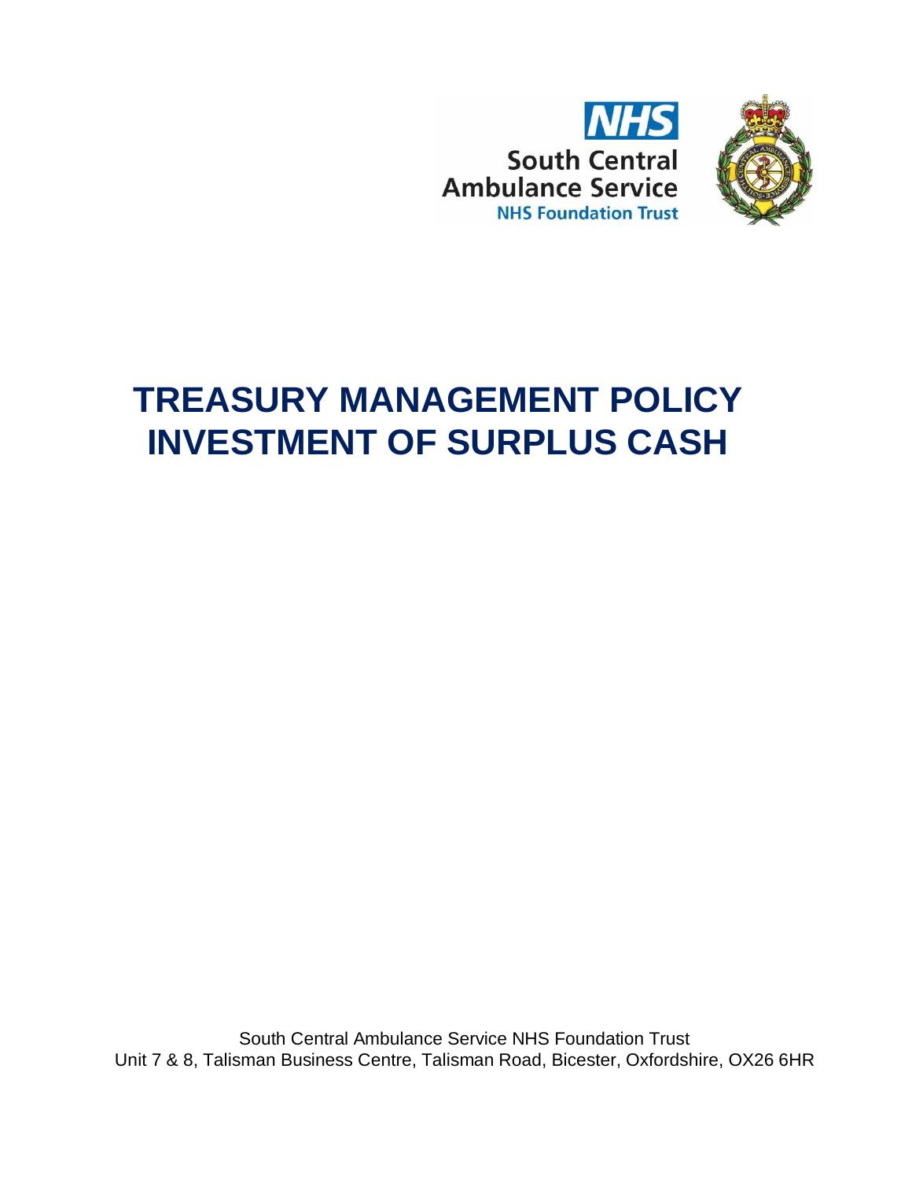NHS

South Central Ambulance Service

NHS Foundation Trust

# TREASURY MANAGEMENT POLICY INVESTMENT OF SURPLUS CASH

South Central Ambulance Service NHS Foundation Trust
Unit 7 & 8, Talisman Business Centre, Talisman Road, Bicester, Oxfordshire, OX26 6HR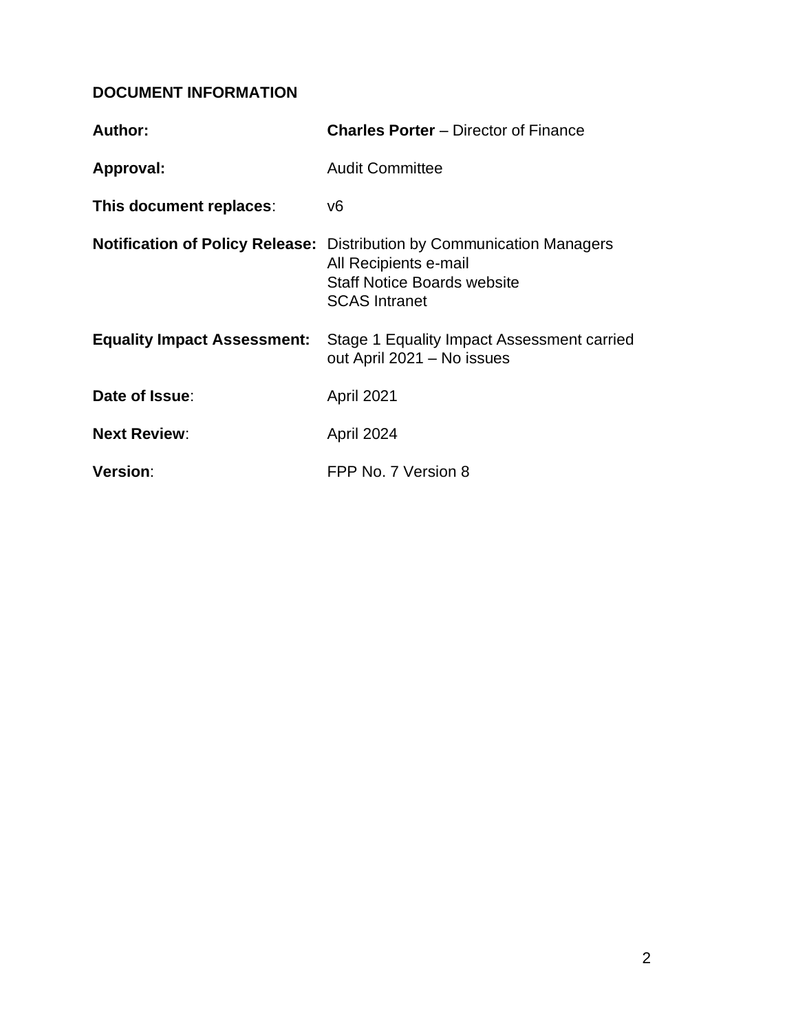**DOCUMENT INFORMATION**

**Author:** **Charles Porter** – Director of Finance

**Approval:** Audit Committee

**This document replaces**: v6

**Notification of Policy Release:** Distribution by Communication Managers
All Recipients e-mail
Staff Notice Boards website
SCAS Intranet

**Equality Impact Assessment:** Stage 1 Equality Impact Assessment carried out April 2021 – No issues

**Date of Issue**: April 2021

**Next Review**: April 2024

**Version**: FPP No. 7 Version 8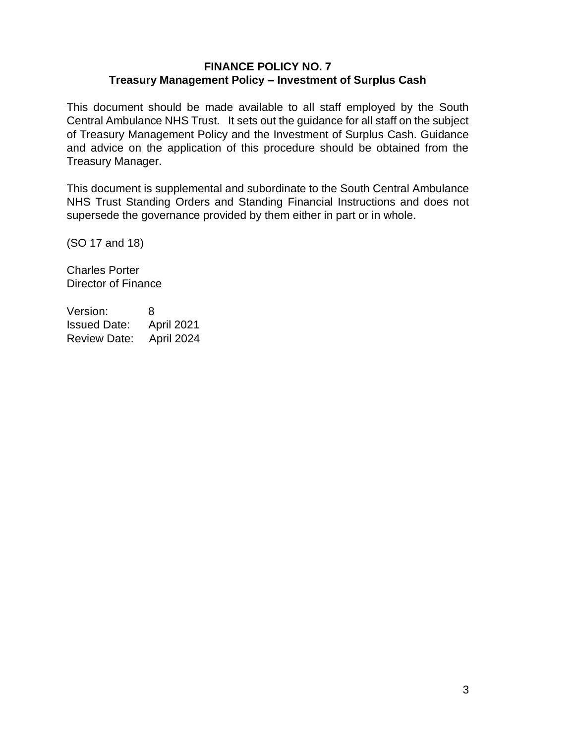**FINANCE POLICY NO. 7**
**Treasury Management Policy – Investment of Surplus Cash**

This document should be made available to all staff employed by the South Central Ambulance NHS Trust. It sets out the guidance for all staff on the subject of Treasury Management Policy and the Investment of Surplus Cash. Guidance and advice on the application of this procedure should be obtained from the Treasury Manager.

This document is supplemental and subordinate to the South Central Ambulance NHS Trust Standing Orders and Standing Financial Instructions and does not supersede the governance provided by them either in part or in whole.

(SO 17 and 18)

Charles Porter
Director of Finance

Version: 8
Issued Date: April 2021
Review Date: April 2024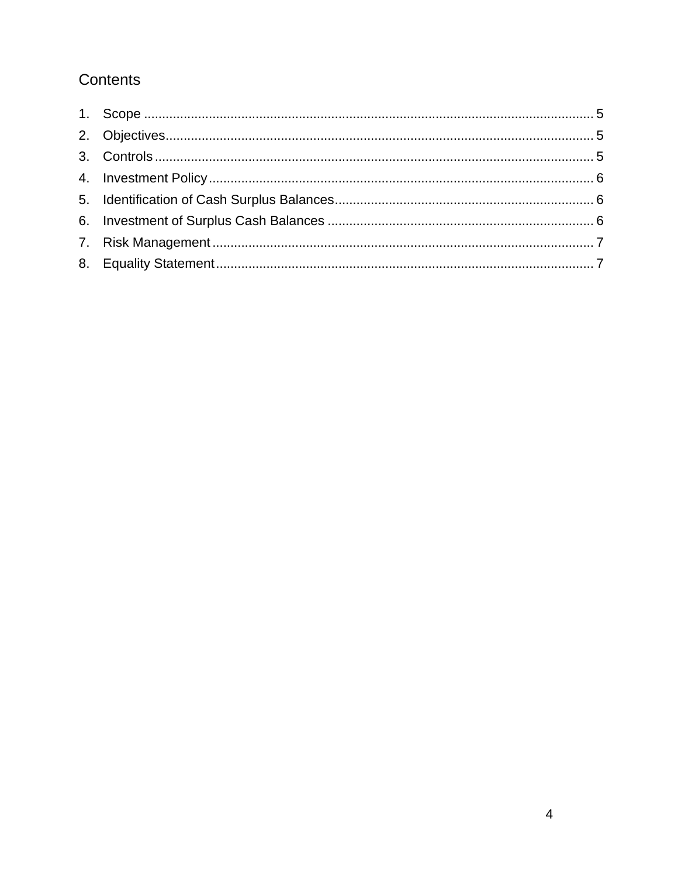## Contents

1. Scope ........................................................................................................... 5
2. Objectives...................................................................................................... 5
3. Controls ........................................................................................................ 5
4. Investment Policy .......................................................................................... 6
5. Identification of Cash Surplus Balances ....................................................... 6
6. Investment of Surplus Cash Balances .......................................................... 6
7. Risk Management .......................................................................................... 7
8. Equality Statement ......................................................................................... 7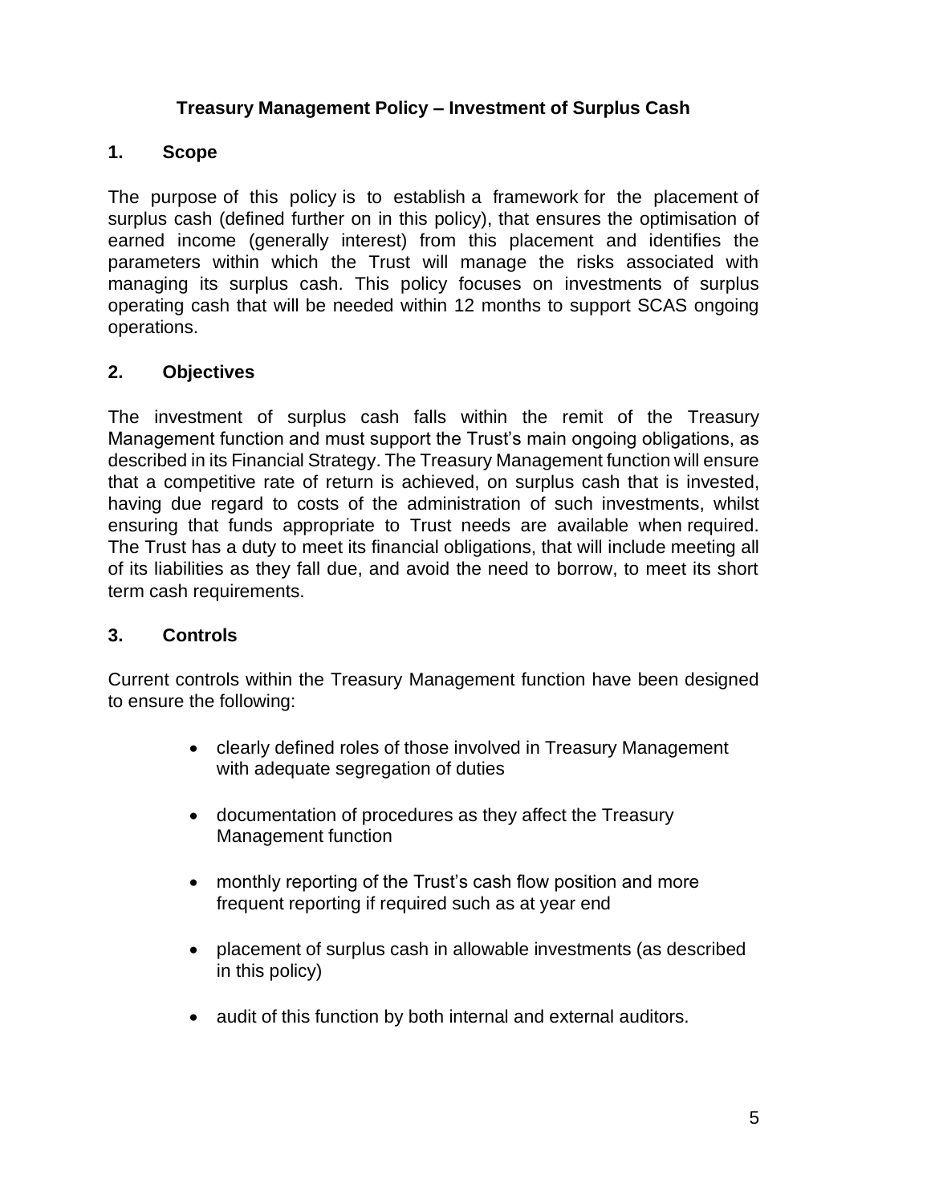# Treasury Management Policy – Investment of Surplus Cash

## 1. Scope

The purpose of this policy is to establish a framework for the placement of surplus cash (defined further on in this policy), that ensures the optimisation of earned income (generally interest) from this placement and identifies the parameters within which the Trust will manage the risks associated with managing its surplus cash. This policy focuses on investments of surplus operating cash that will be needed within 12 months to support SCAS ongoing operations.

## 2. Objectives

The investment of surplus cash falls within the remit of the Treasury Management function and must support the Trust's main ongoing obligations, as described in its Financial Strategy. The Treasury Management function will ensure that a competitive rate of return is achieved, on surplus cash that is invested, having due regard to costs of the administration of such investments, whilst ensuring that funds appropriate to Trust needs are available when required. The Trust has a duty to meet its financial obligations, that will include meeting all of its liabilities as they fall due, and avoid the need to borrow, to meet its short term cash requirements.

## 3. Controls

Current controls within the Treasury Management function have been designed to ensure the following:

- clearly defined roles of those involved in Treasury Management with adequate segregation of duties
- documentation of procedures as they affect the Treasury Management function
- monthly reporting of the Trust's cash flow position and more frequent reporting if required such as at year end
- placement of surplus cash in allowable investments (as described in this policy)
- audit of this function by both internal and external auditors.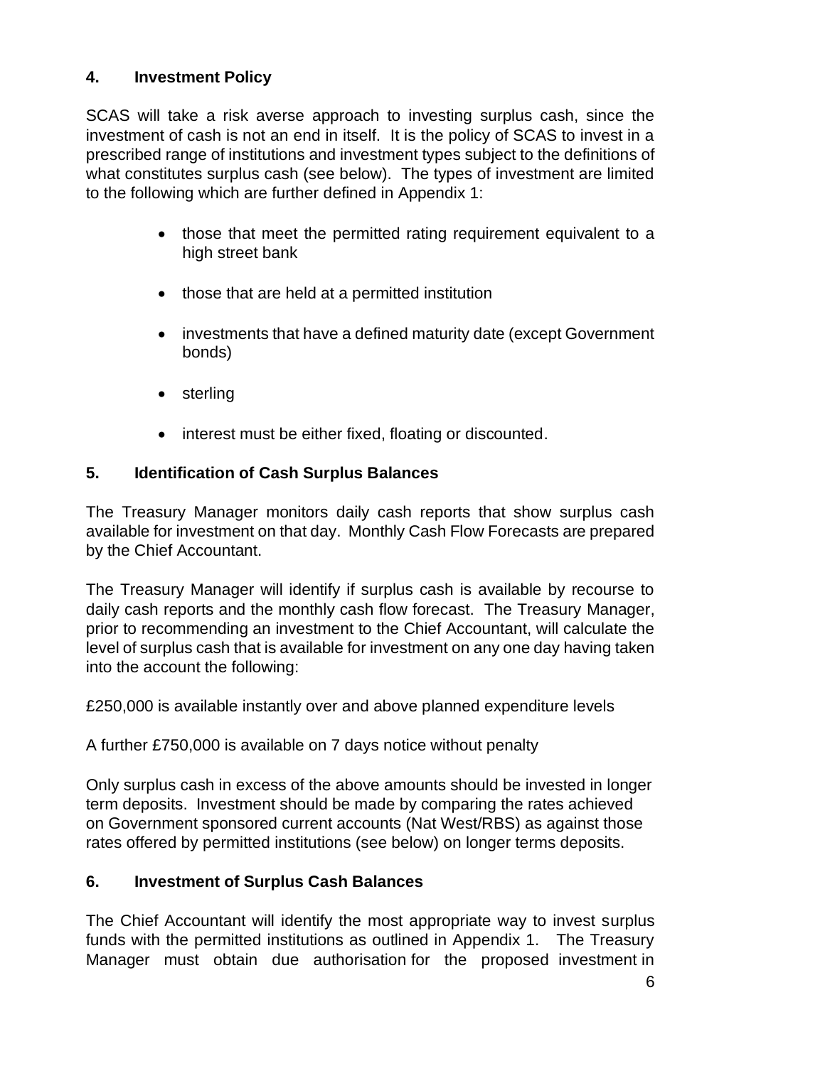## 4. Investment Policy

SCAS will take a risk averse approach to investing surplus cash, since the investment of cash is not an end in itself. It is the policy of SCAS to invest in a prescribed range of institutions and investment types subject to the definitions of what constitutes surplus cash (see below). The types of investment are limited to the following which are further defined in Appendix 1:

- those that meet the permitted rating requirement equivalent to a high street bank
- those that are held at a permitted institution
- investments that have a defined maturity date (except Government bonds)
- sterling
- interest must be either fixed, floating or discounted.

## 5. Identification of Cash Surplus Balances

The Treasury Manager monitors daily cash reports that show surplus cash available for investment on that day. Monthly Cash Flow Forecasts are prepared by the Chief Accountant.

The Treasury Manager will identify if surplus cash is available by recourse to daily cash reports and the monthly cash flow forecast. The Treasury Manager, prior to recommending an investment to the Chief Accountant, will calculate the level of surplus cash that is available for investment on any one day having taken into the account the following:

£250,000 is available instantly over and above planned expenditure levels

A further £750,000 is available on 7 days notice without penalty

Only surplus cash in excess of the above amounts should be invested in longer term deposits. Investment should be made by comparing the rates achieved on Government sponsored current accounts (Nat West/RBS) as against those rates offered by permitted institutions (see below) on longer terms deposits.

## 6. Investment of Surplus Cash Balances

The Chief Accountant will identify the most appropriate way to invest surplus funds with the permitted institutions as outlined in Appendix 1. The Treasury Manager must obtain due authorisation for the proposed investment in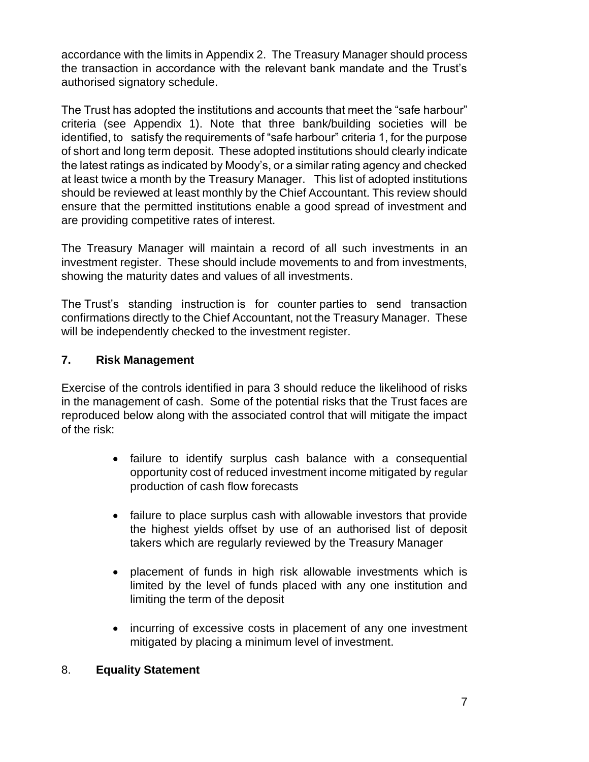accordance with the limits in Appendix 2. The Treasury Manager should process the transaction in accordance with the relevant bank mandate and the Trust's authorised signatory schedule.

The Trust has adopted the institutions and accounts that meet the "safe harbour" criteria (see Appendix 1). Note that three bank/building societies will be identified, to satisfy the requirements of "safe harbour" criteria 1, for the purpose of short and long term deposit. These adopted institutions should clearly indicate the latest ratings as indicated by Moody's, or a similar rating agency and checked at least twice a month by the Treasury Manager. This list of adopted institutions should be reviewed at least monthly by the Chief Accountant. This review should ensure that the permitted institutions enable a good spread of investment and are providing competitive rates of interest.

The Treasury Manager will maintain a record of all such investments in an investment register. These should include movements to and from investments, showing the maturity dates and values of all investments.

The Trust's standing instruction is for counter parties to send transaction confirmations directly to the Chief Accountant, not the Treasury Manager. These will be independently checked to the investment register.

## 7. Risk Management

Exercise of the controls identified in para 3 should reduce the likelihood of risks in the management of cash. Some of the potential risks that the Trust faces are reproduced below along with the associated control that will mitigate the impact of the risk:

- failure to identify surplus cash balance with a consequential opportunity cost of reduced investment income mitigated by regular production of cash flow forecasts
- failure to place surplus cash with allowable investors that provide the highest yields offset by use of an authorised list of deposit takers which are regularly reviewed by the Treasury Manager
- placement of funds in high risk allowable investments which is limited by the level of funds placed with any one institution and limiting the term of the deposit
- incurring of excessive costs in placement of any one investment mitigated by placing a minimum level of investment.

## 8. Equality Statement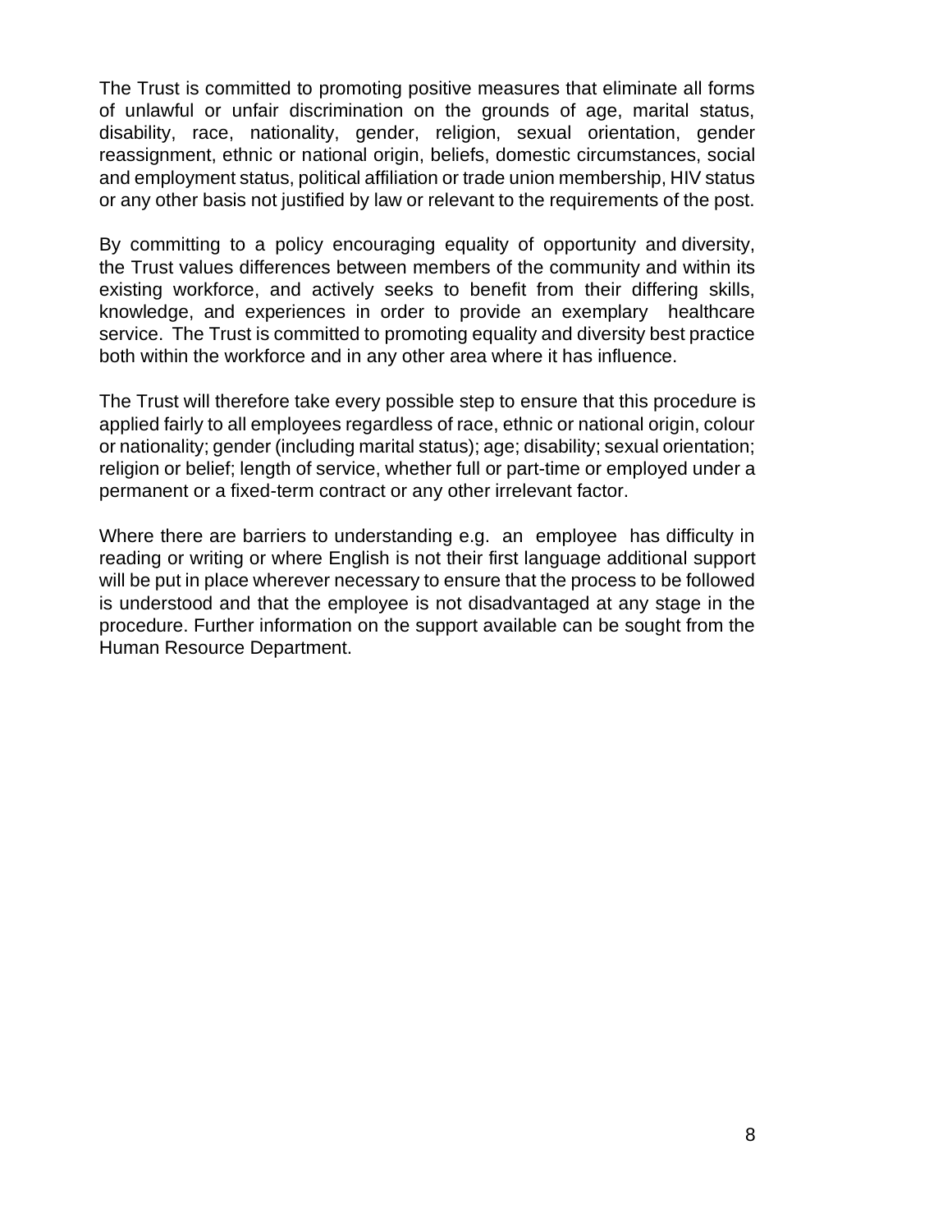The Trust is committed to promoting positive measures that eliminate all forms of unlawful or unfair discrimination on the grounds of age, marital status, disability, race, nationality, gender, religion, sexual orientation, gender reassignment, ethnic or national origin, beliefs, domestic circumstances, social and employment status, political affiliation or trade union membership, HIV status or any other basis not justified by law or relevant to the requirements of the post.

By committing to a policy encouraging equality of opportunity and diversity, the Trust values differences between members of the community and within its existing workforce, and actively seeks to benefit from their differing skills, knowledge, and experiences in order to provide an exemplary healthcare service. The Trust is committed to promoting equality and diversity best practice both within the workforce and in any other area where it has influence.

The Trust will therefore take every possible step to ensure that this procedure is applied fairly to all employees regardless of race, ethnic or national origin, colour or nationality; gender (including marital status); age; disability; sexual orientation; religion or belief; length of service, whether full or part-time or employed under a permanent or a fixed-term contract or any other irrelevant factor.

Where there are barriers to understanding e.g. an employee has difficulty in reading or writing or where English is not their first language additional support will be put in place wherever necessary to ensure that the process to be followed is understood and that the employee is not disadvantaged at any stage in the procedure. Further information on the support available can be sought from the Human Resource Department.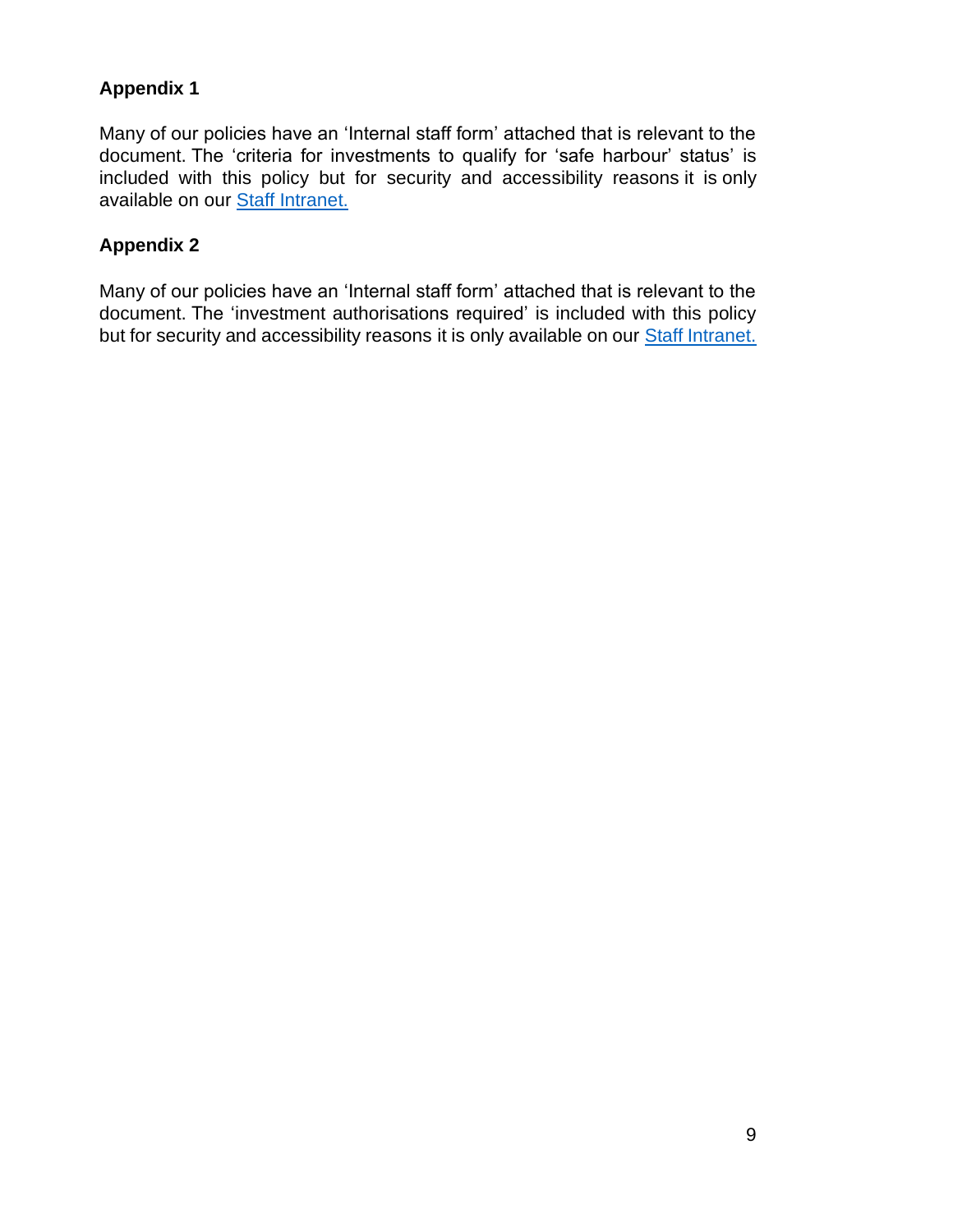**Appendix 1**

Many of our policies have an 'Internal staff form' attached that is relevant to the document. The 'criteria for investments to qualify for 'safe harbour' status' is included with this policy but for security and accessibility reasons it is only available on our Staff Intranet.

**Appendix 2**

Many of our policies have an 'Internal staff form' attached that is relevant to the document. The 'investment authorisations required' is included with this policy but for security and accessibility reasons it is only available on our Staff Intranet.